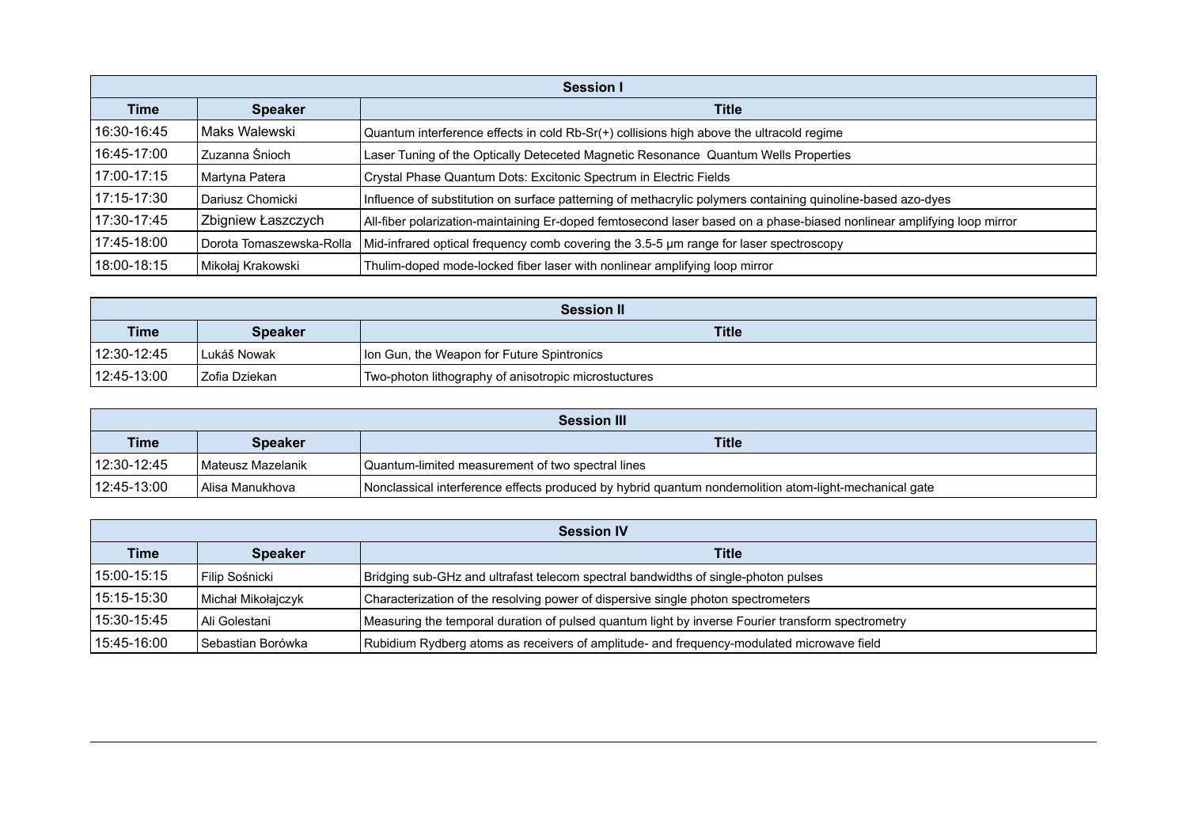| Session I | | |
|---|---|---|
| **Time** | **Speaker** | **Title** |
| 16:30-16:45 | Maks Walewski | Quantum interference effects in cold Rb-Sr(+) collisions high above the ultracold regime |
| 16:45-17:00 | Zuzanna Śnioch | Laser Tuning of the Optically Deteceted Magnetic Resonance  Quantum Wells Properties |
| 17:00-17:15 | Martyna Patera | Crystal Phase Quantum Dots: Excitonic Spectrum in Electric Fields |
| 17:15-17:30 | Dariusz Chomicki | Influence of substitution on surface patterning of methacrylic polymers containing quinoline-based azo-dyes |
| 17:30-17:45 | Zbigniew Łaszczych | All-fiber polarization-maintaining Er-doped femtosecond laser based on a phase-biased nonlinear amplifying loop mirror |
| 17:45-18:00 | Dorota Tomaszewska-Rolla | Mid-infrared optical frequency comb covering the 3.5-5 µm range for laser spectroscopy |
| 18:00-18:15 | Mikołaj Krakowski | Thulim-doped mode-locked fiber laser with nonlinear amplifying loop mirror |

| Session II | | |
|---|---|---|
| **Time** | **Speaker** | **Title** |
| 12:30-12:45 | Lukáš Nowak | Ion Gun, the Weapon for Future Spintronics |
| 12:45-13:00 | Zofia Dziekan | Two-photon lithography of anisotropic microstuctures |

| Session III | | |
|---|---|---|
| **Time** | **Speaker** | **Title** |
| 12:30-12:45 | Mateusz Mazelanik | Quantum-limited measurement of two spectral lines |
| 12:45-13:00 | Alisa Manukhova | Nonclassical interference effects produced by hybrid quantum nondemolition atom-light-mechanical gate |

| Session IV | | |
|---|---|---|
| **Time** | **Speaker** | **Title** |
| 15:00-15:15 | Filip Sośnicki | Bridging sub-GHz and ultrafast telecom spectral bandwidths of single-photon pulses |
| 15:15-15:30 | Michał Mikołajczyk | Characterization of the resolving power of dispersive single photon spectrometers |
| 15:30-15:45 | Ali Golestani | Measuring the temporal duration of pulsed quantum light by inverse Fourier transform spectrometry |
| 15:45-16:00 | Sebastian Borówka | Rubidium Rydberg atoms as receivers of amplitude- and frequency-modulated microwave field |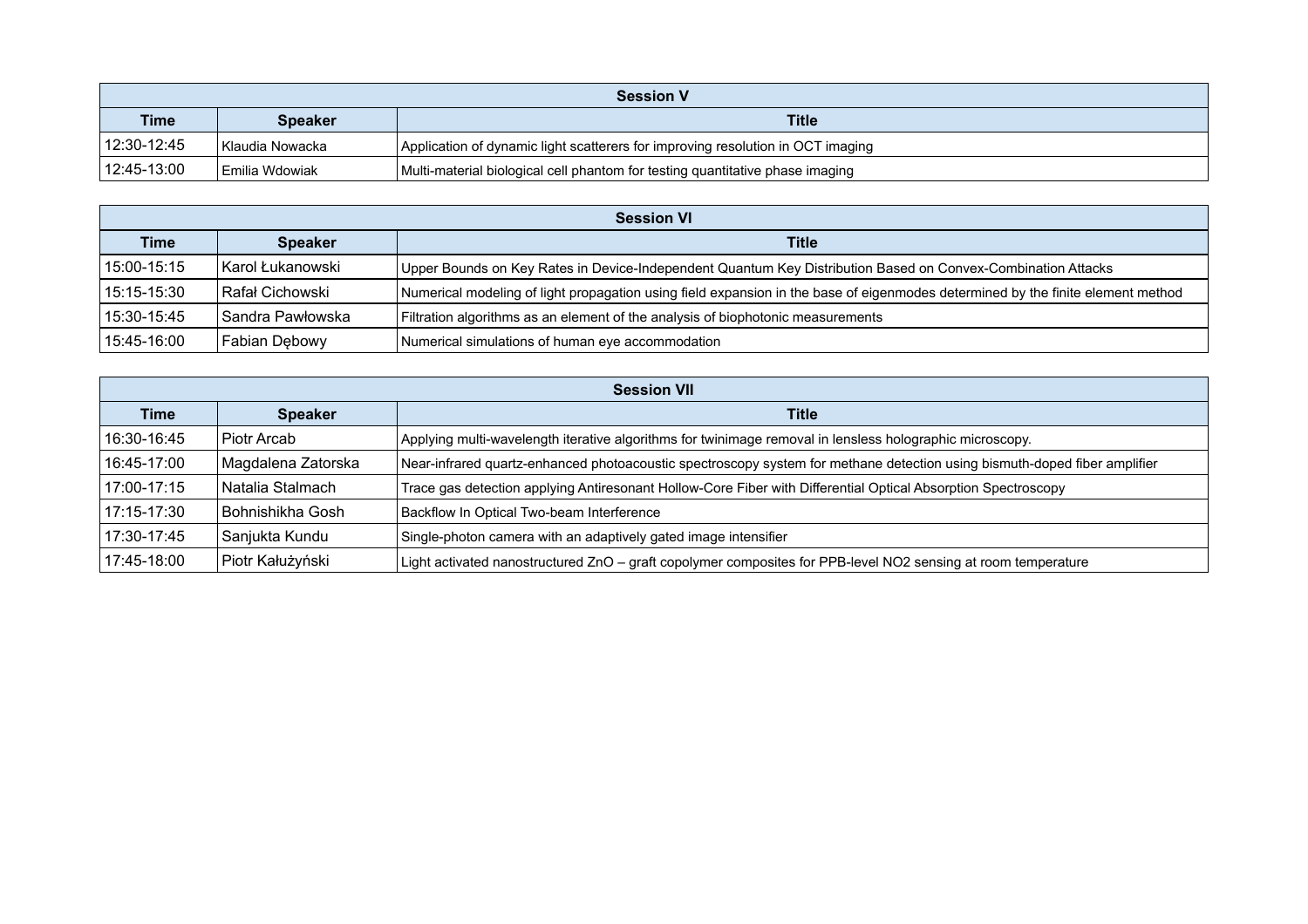| Session V | | |
|---|---|---|
| **Time** | **Speaker** | **Title** |
| 12:30-12:45 | Klaudia Nowacka | Application of dynamic light scatterers for improving resolution in OCT imaging |
| 12:45-13:00 | Emilia Wdowiak | Multi-material biological cell phantom for testing quantitative phase imaging |

| Session VI | | |
|---|---|---|
| **Time** | **Speaker** | **Title** |
| 15:00-15:15 | Karol Łukanowski | Upper Bounds on Key Rates in Device-Independent Quantum Key Distribution Based on Convex-Combination Attacks |
| 15:15-15:30 | Rafał Cichowski | Numerical modeling of light propagation using field expansion in the base of eigenmodes determined by the finite element method |
| 15:30-15:45 | Sandra Pawłowska | Filtration algorithms as an element of the analysis of biophotonic measurements |
| 15:45-16:00 | Fabian Dębowy | Numerical simulations of human eye accommodation |

| Session VII | | |
|---|---|---|
| **Time** | **Speaker** | **Title** |
| 16:30-16:45 | Piotr Arcab | Applying multi-wavelength iterative algorithms for twinimage removal in lensless holographic microscopy. |
| 16:45-17:00 | Magdalena Zatorska | Near-infrared quartz-enhanced photoacoustic spectroscopy system for methane detection using bismuth-doped fiber amplifier |
| 17:00-17:15 | Natalia Stalmach | Trace gas detection applying Antiresonant Hollow-Core Fiber with Differential Optical Absorption Spectroscopy |
| 17:15-17:30 | Bohnishikha Gosh | Backflow In Optical Two-beam Interference |
| 17:30-17:45 | Sanjukta Kundu | Single-photon camera with an adaptively gated image intensifier |
| 17:45-18:00 | Piotr Kałużyński | Light activated nanostructured ZnO – graft copolymer composites for PPB-level $NO_2$ sensing at room temperature |